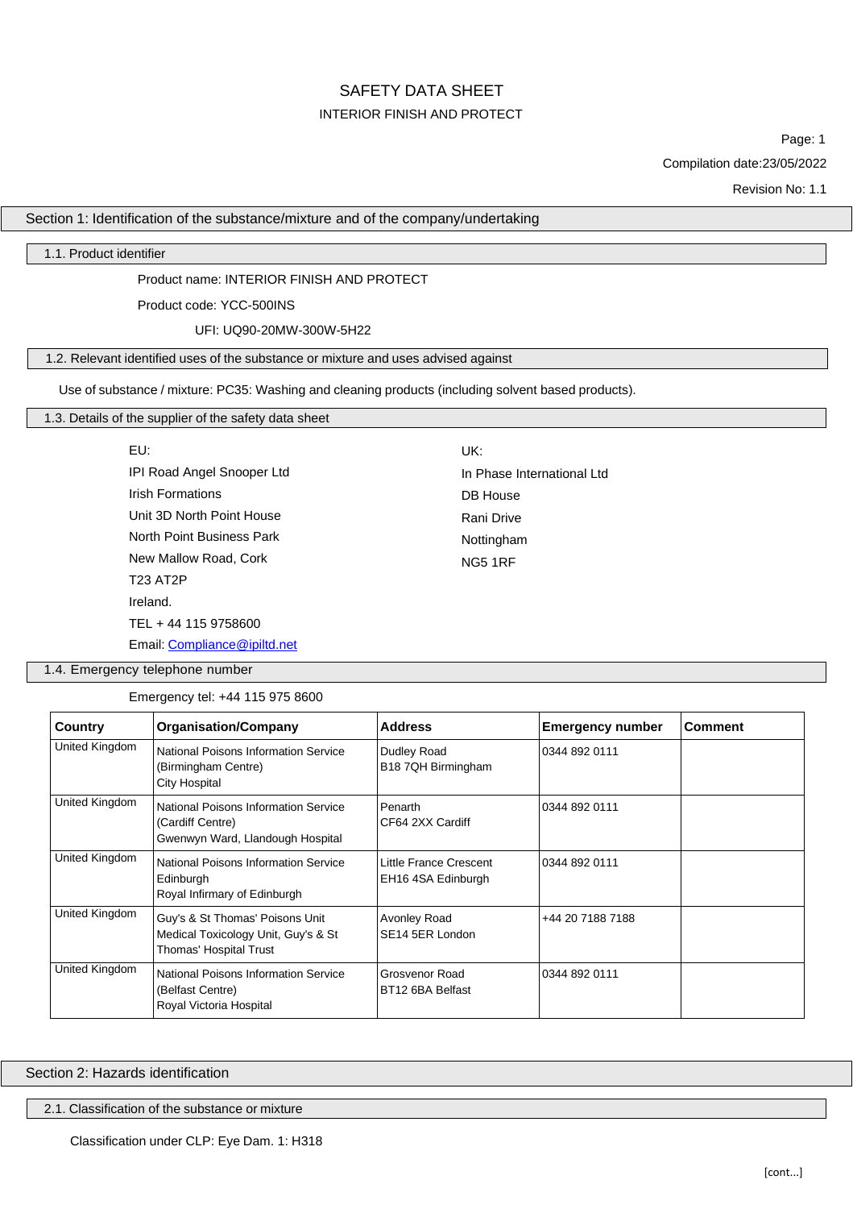# SAFETY DATA SHEET

## INTERIOR FINISH AND PROTECT

Page: 1

Compilation date:23/05/2022

Revision No: 1.1

## Section 1: Identification of the substance/mixture and of the company/undertaking

### 1.1. Product identifier

Product name: INTERIOR FINISH AND PROTECT

Product code: YCC-500INS

UFI: UQ90-20MW-300W-5H22

### 1.2. Relevant identified uses of the substance or mixture and uses advised against

Use of substance / mixture: PC35: Washing and cleaning products (including solvent based products).

### 1.3. Details of the supplier of the safety data sheet

EU:
IPI Road Angel Snooper Ltd
Irish Formations
Unit 3D North Point House
North Point Business Park
New Mallow Road, Cork
T23 AT2P
Ireland.
TEL + 44 115 9758600
Email: Compliance@ipiltd.net

UK:
In Phase International Ltd
DB House
Rani Drive
Nottingham
NG5 1RF

### 1.4. Emergency telephone number

Emergency tel: +44 115 975 8600

| Country | Organisation/Company | Address | Emergency number | Comment |
|---|---|---|---|---|
| United Kingdom | National Poisons Information Service (Birmingham Centre) City Hospital | Dudley Road B18 7QH Birmingham | 0344 892 0111 | |
| United Kingdom | National Poisons Information Service (Cardiff Centre) Gwenwyn Ward, Llandough Hospital | Penarth CF64 2XX Cardiff | 0344 892 0111 | |
| United Kingdom | National Poisons Information Service Edinburgh Royal Infirmary of Edinburgh | Little France Crescent EH16 4SA Edinburgh | 0344 892 0111 | |
| United Kingdom | Guy's & St Thomas' Poisons Unit Medical Toxicology Unit, Guy's & St Thomas' Hospital Trust | Avonley Road SE14 5ER London | +44 20 7188 7188 | |
| United Kingdom | National Poisons Information Service (Belfast Centre) Royal Victoria Hospital | Grosvenor Road BT12 6BA Belfast | 0344 892 0111 | |

## Section 2: Hazards identification

### 2.1. Classification of the substance or mixture

Classification under CLP: Eye Dam. 1: H318

[cont...]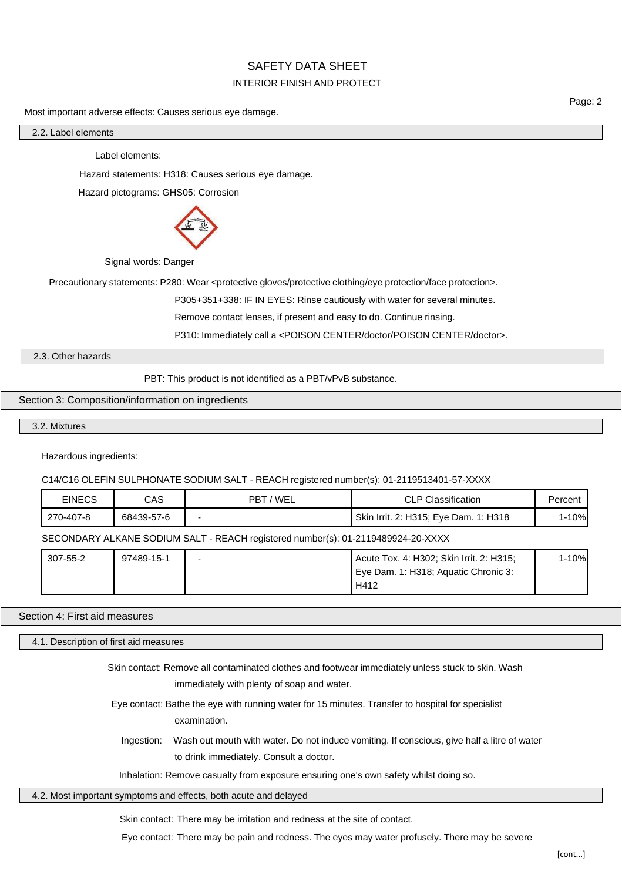Most important adverse effects: Causes serious eye damage.

### 2.2. Label elements

Label elements:

Hazard statements: H318: Causes serious eye damage.

Hazard pictograms: GHS05: Corrosion

Signal words: Danger

Precautionary statements: P280: Wear <protective gloves/protective clothing/eye protection/face protection>.

P305+351+338: IF IN EYES: Rinse cautiously with water for several minutes.

Remove contact lenses, if present and easy to do. Continue rinsing.

P310: Immediately call a <POISON CENTER/doctor/POISON CENTER/doctor>.

### 2.3. Other hazards

PBT: This product is not identified as a PBT/vPvB substance.

## Section 3: Composition/information on ingredients

### 3.2. Mixtures

Hazardous ingredients:

C14/C16 OLEFIN SULPHONATE SODIUM SALT - REACH registered number(s): 01-2119513401-57-XXXX

| EINECS | CAS | PBT / WEL | CLP Classification | Percent |
|---|---|---|---|---|
| 270-407-8 | 68439-57-6 | - | Skin Irrit. 2: H315; Eye Dam. 1: H318 | 1-10% |

SECONDARY ALKANE SODIUM SALT - REACH registered number(s): 01-2119489924-20-XXXX

| EINECS | CAS | PBT / WEL | CLP Classification | Percent |
|---|---|---|---|---|
| 307-55-2 | 97489-15-1 | - | Acute Tox. 4: H302; Skin Irrit. 2: H315; Eye Dam. 1: H318; Aquatic Chronic 3: H412 | 1-10% |

## Section 4: First aid measures

### 4.1. Description of first aid measures

Skin contact: Remove all contaminated clothes and footwear immediately unless stuck to skin. Wash immediately with plenty of soap and water.

Eye contact: Bathe the eye with running water for 15 minutes. Transfer to hospital for specialist examination.

Ingestion: Wash out mouth with water. Do not induce vomiting. If conscious, give half a litre of water to drink immediately. Consult a doctor.

Inhalation: Remove casualty from exposure ensuring one's own safety whilst doing so.

### 4.2. Most important symptoms and effects, both acute and delayed

Skin contact: There may be irritation and redness at the site of contact.

Eye contact: There may be pain and redness. The eyes may water profusely. There may be severe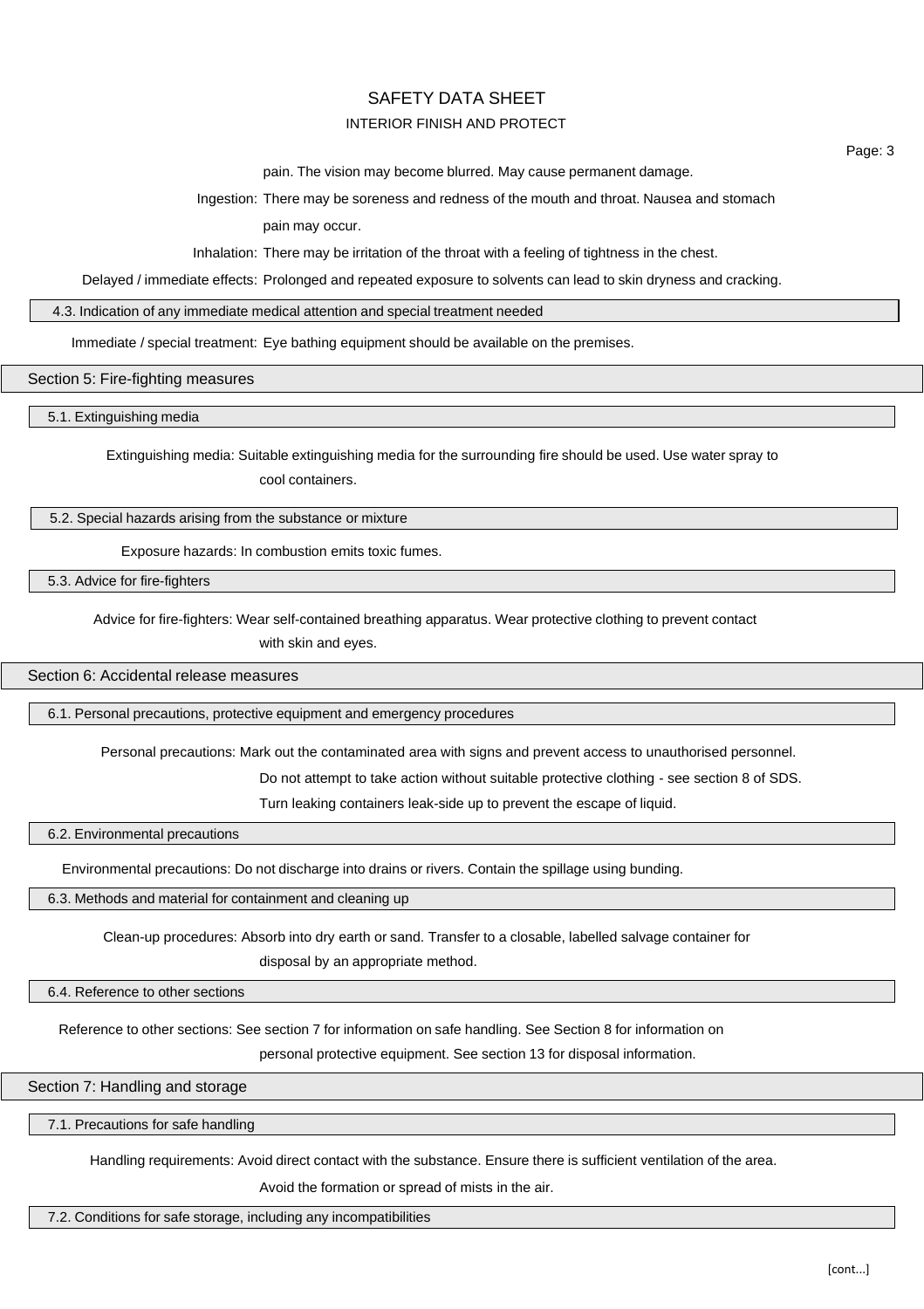pain. The vision may become blurred. May cause permanent damage.

**Ingestion:** There may be soreness and redness of the mouth and throat. Nausea and stomach pain may occur.

**Inhalation:** There may be irritation of the throat with a feeling of tightness in the chest.

**Delayed / immediate effects:** Prolonged and repeated exposure to solvents can lead to skin dryness and cracking.

### 4.3. Indication of any immediate medical attention and special treatment needed

**Immediate / special treatment:** Eye bathing equipment should be available on the premises.

## Section 5: Fire-fighting measures

### 5.1. Extinguishing media

**Extinguishing media:** Suitable extinguishing media for the surrounding fire should be used. Use water spray to cool containers.

### 5.2. Special hazards arising from the substance or mixture

**Exposure hazards:** In combustion emits toxic fumes.

### 5.3. Advice for fire-fighters

**Advice for fire-fighters:** Wear self-contained breathing apparatus. Wear protective clothing to prevent contact with skin and eyes.

## Section 6: Accidental release measures

### 6.1. Personal precautions, protective equipment and emergency procedures

**Personal precautions:** Mark out the contaminated area with signs and prevent access to unauthorised personnel. Do not attempt to take action without suitable protective clothing - see section 8 of SDS. Turn leaking containers leak-side up to prevent the escape of liquid.

### 6.2. Environmental precautions

**Environmental precautions:** Do not discharge into drains or rivers. Contain the spillage using bunding.

### 6.3. Methods and material for containment and cleaning up

**Clean-up procedures:** Absorb into dry earth or sand. Transfer to a closable, labelled salvage container for disposal by an appropriate method.

### 6.4. Reference to other sections

**Reference to other sections:** See section 7 for information on safe handling. See Section 8 for information on personal protective equipment. See section 13 for disposal information.

## Section 7: Handling and storage

### 7.1. Precautions for safe handling

**Handling requirements:** Avoid direct contact with the substance. Ensure there is sufficient ventilation of the area. Avoid the formation or spread of mists in the air.

### 7.2. Conditions for safe storage, including any incompatibilities

[cont...]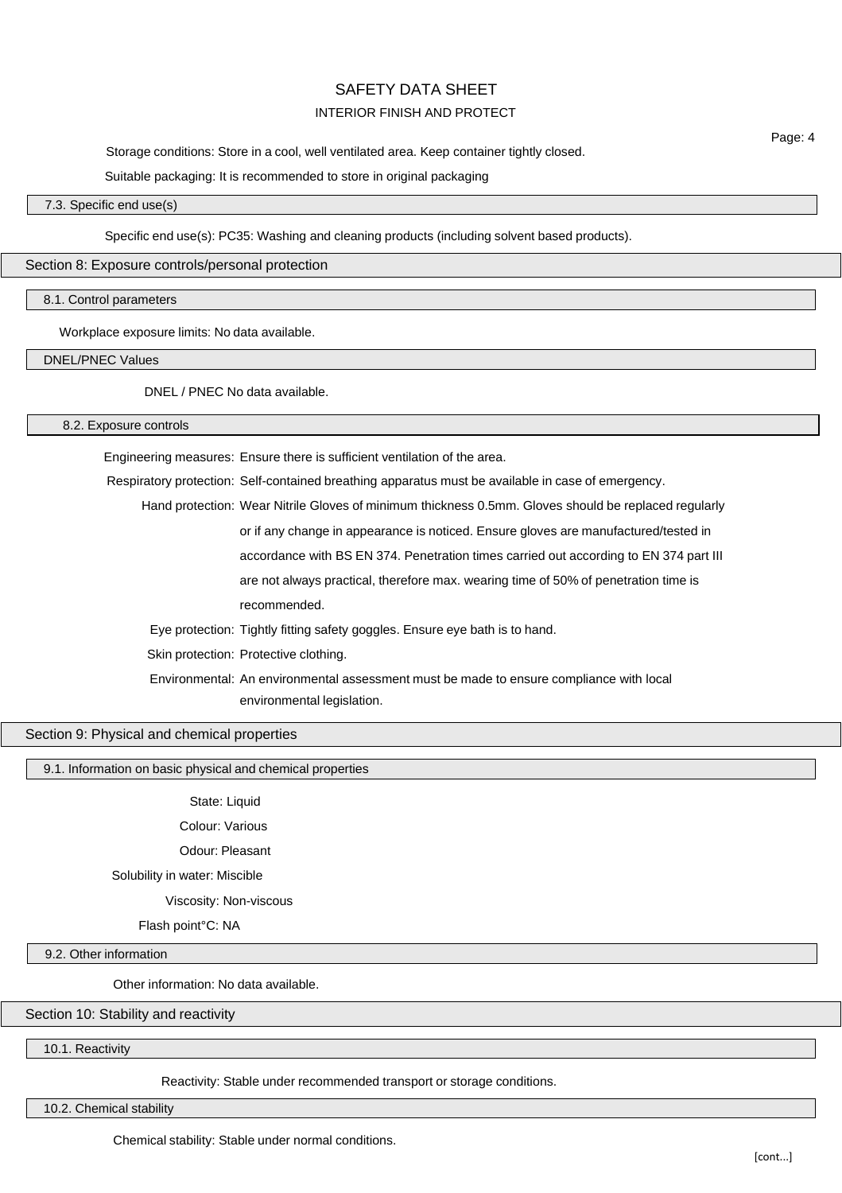Storage conditions: Store in a cool, well ventilated area. Keep container tightly closed.

Suitable packaging: It is recommended to store in original packaging

### 7.3. Specific end use(s)

Specific end use(s): PC35: Washing and cleaning products (including solvent based products).

## Section 8: Exposure controls/personal protection

### 8.1. Control parameters

Workplace exposure limits: No data available.

### DNEL/PNEC Values

DNEL / PNEC No data available.

### 8.2. Exposure controls

Engineering measures: Ensure there is sufficient ventilation of the area.

Respiratory protection: Self-contained breathing apparatus must be available in case of emergency.

Hand protection: Wear Nitrile Gloves of minimum thickness 0.5mm. Gloves should be replaced regularly or if any change in appearance is noticed. Ensure gloves are manufactured/tested in accordance with BS EN 374. Penetration times carried out according to EN 374 part III are not always practical, therefore max. wearing time of 50% of penetration time is recommended.

Eye protection: Tightly fitting safety goggles. Ensure eye bath is to hand.

Skin protection: Protective clothing.

Environmental: An environmental assessment must be made to ensure compliance with local environmental legislation.

## Section 9: Physical and chemical properties

### 9.1. Information on basic physical and chemical properties

State: Liquid

Colour: Various

Odour: Pleasant

Solubility in water: Miscible

Viscosity: Non-viscous

Flash point°C: NA

### 9.2. Other information

Other information: No data available.

## Section 10: Stability and reactivity

### 10.1. Reactivity

Reactivity: Stable under recommended transport or storage conditions.

### 10.2. Chemical stability

Chemical stability: Stable under normal conditions.

[cont...]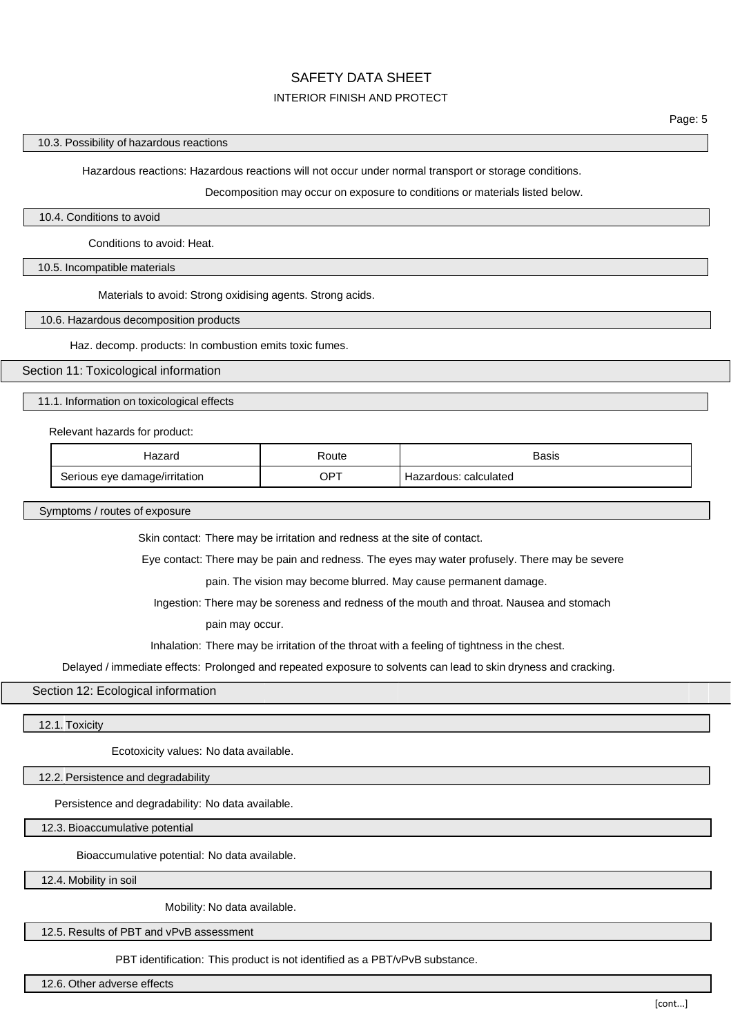### 10.3. Possibility of hazardous reactions

Hazardous reactions: Hazardous reactions will not occur under normal transport or storage conditions.

Decomposition may occur on exposure to conditions or materials listed below.

### 10.4. Conditions to avoid

Conditions to avoid: Heat.

### 10.5. Incompatible materials

Materials to avoid: Strong oxidising agents. Strong acids.

### 10.6. Hazardous decomposition products

Haz. decomp. products: In combustion emits toxic fumes.

## Section 11: Toxicological information

### 11.1. Information on toxicological effects

Relevant hazards for product:

| Hazard | Route | Basis |
|---|---|---|
| Serious eye damage/irritation | OPT | Hazardous: calculated |

### Symptoms / routes of exposure

Skin contact: There may be irritation and redness at the site of contact.

Eye contact: There may be pain and redness. The eyes may water profusely. There may be severe pain. The vision may become blurred. May cause permanent damage.

Ingestion: There may be soreness and redness of the mouth and throat. Nausea and stomach pain may occur.

Inhalation: There may be irritation of the throat with a feeling of tightness in the chest.

Delayed / immediate effects: Prolonged and repeated exposure to solvents can lead to skin dryness and cracking.

## Section 12: Ecological information

### 12.1. Toxicity

Ecotoxicity values: No data available.

### 12.2. Persistence and degradability

Persistence and degradability: No data available.

### 12.3. Bioaccumulative potential

Bioaccumulative potential: No data available.

### 12.4. Mobility in soil

Mobility: No data available.

### 12.5. Results of PBT and vPvB assessment

PBT identification: This product is not identified as a PBT/vPvB substance.

### 12.6. Other adverse effects

[cont...]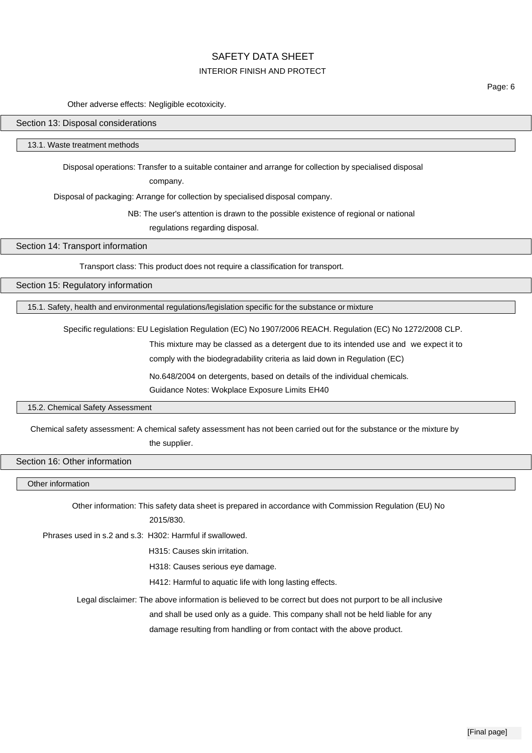Other adverse effects: Negligible ecotoxicity.

## Section 13: Disposal considerations

### 13.1. Waste treatment methods

Disposal operations: Transfer to a suitable container and arrange for collection by specialised disposal company.

Disposal of packaging: Arrange for collection by specialised disposal company.

NB: The user's attention is drawn to the possible existence of regional or national regulations regarding disposal.

## Section 14: Transport information

Transport class: This product does not require a classification for transport.

## Section 15: Regulatory information

### 15.1. Safety, health and environmental regulations/legislation specific for the substance or mixture

Specific regulations: EU Legislation Regulation (EC) No 1907/2006 REACH. Regulation (EC) No 1272/2008 CLP. This mixture may be classed as a detergent due to its intended use and we expect it to comply with the biodegradability criteria as laid down in Regulation (EC) No.648/2004 on detergents, based on details of the individual chemicals. Guidance Notes: Wokplace Exposure Limits EH40

### 15.2. Chemical Safety Assessment

Chemical safety assessment: A chemical safety assessment has not been carried out for the substance or the mixture by the supplier.

## Section 16: Other information

### Other information

Other information: This safety data sheet is prepared in accordance with Commission Regulation (EU) No 2015/830.

Phrases used in s.2 and s.3: H302: Harmful if swallowed.

H315: Causes skin irritation.

H318: Causes serious eye damage.

H412: Harmful to aquatic life with long lasting effects.

Legal disclaimer: The above information is believed to be correct but does not purport to be all inclusive and shall be used only as a guide. This company shall not be held liable for any damage resulting from handling or from contact with the above product.

[Final page]